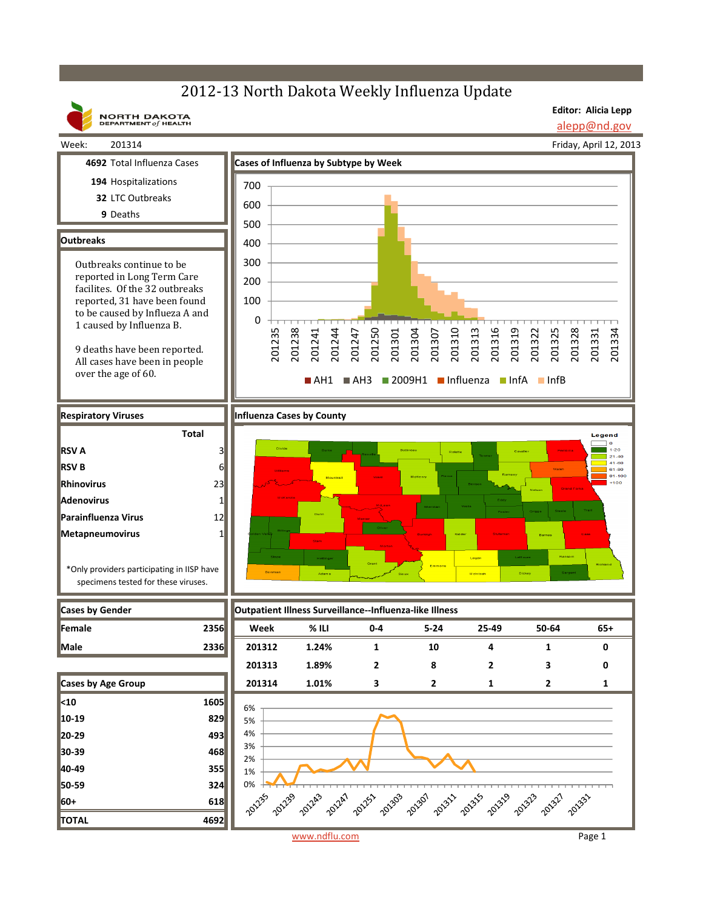# 2012-13 North Dakota Weekly Influenza Update

NORTH DAKOTA DEPARTMENT of HEALTH

**Editor: Alicia Lepp**
alepp@nd.gov

Week: 201314

Friday, April 12, 2013

**4692** Total Influenza Cases
**194** Hospitalizations
**32** LTC Outbreaks
**9** Deaths

## Outbreaks

Outbreaks continue to be reported in Long Term Care facilites. Of the 32 outbreaks reported, 31 have been found to be caused by Influeza A and 1 caused by Influenza B.

9 deaths have been reported. All cases have been in people over the age of 60.

## Cases of Influenza by Subtype by Week

Legend: AH1, AH3, 2009H1, Influenza, InfA, InfB

## Respiratory Viruses

| | Total |
|---|---|
| **RSV A** | 3 |
| **RSV B** | 6 |
| **Rhinovirus** | 23 |
| **Adenovirus** | 1 |
| **Parainfluenza Virus** | 12 |
| **Metapneumovirus** | 1 |

*Only providers participating in IISP have specimens tested for these viruses.

## Influenza Cases by County

Legend: 0, 1-20, 21-40, 41-60, 61-80, 81-100, >100

## Cases by Gender

| | |
|---|---|
| **Female** | **2356** |
| **Male** | **2336** |

## Cases by Age Group

| | |
|---|---|
| **<10** | **1605** |
| **10-19** | **829** |
| **20-29** | **493** |
| **30-39** | **468** |
| **40-49** | **355** |
| **50-59** | **324** |
| **60+** | **618** |
| **TOTAL** | **4692** |

## Outpatient Illness Surveillance--Influenza-like Illness

| Week | % ILI | 0-4 | 5-24 | 25-49 | 50-64 | 65+ |
|---|---|---|---|---|---|---|
| 201312 | 1.24% | 1 | 10 | 4 | 1 | 0 |
| 201313 | 1.89% | 2 | 8 | 2 | 3 | 0 |
| 201314 | 1.01% | 3 | 2 | 1 | 2 | 1 |

www.ndflu.com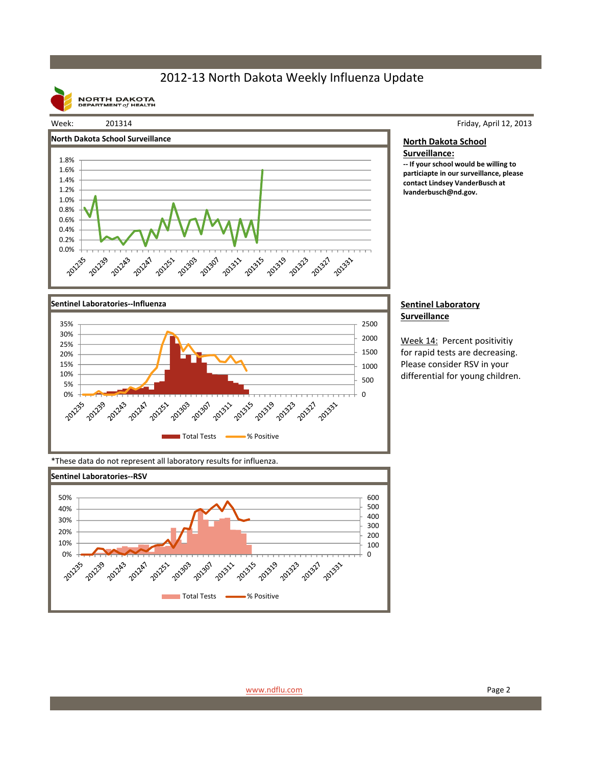# 2012-13 North Dakota Weekly Influenza Update

NORTH DAKOTA DEPARTMENT of HEALTH

Week: 201314

Friday, April 12, 2013

## North Dakota School Surveillance

1.8%
1.6%
1.4%
1.2%
1.0%
0.8%
0.6%
0.4%
0.2%
0.0%

201235 201239 201243 201247 201251 201303 201307 201311 201315 201319 201323 201327 201331

**North Dakota School Surveillance:**

**-- If your school would be willing to particiapte in our surveillance, please contact Lindsey VanderBusch at lvanderbusch@nd.gov.**

## Sentinel Laboratories--Influenza

35%
30%
25%
20%
15%
10%
5%
0%

2500
2000
1500
1000
500
0

201235 201239 201243 201247 201251 201303 201307 201311 201315 201319 201323 201327 201331

Total Tests
% Positive

**Sentinel Laboratory Surveillance**

Week 14: Percent positivitiy for rapid tests are decreasing. Please consider RSV in your differential for young children.

*These data do not represent all laboratory results for influenza.

## Sentinel Laboratories--RSV

50%
40%
30%
20%
10%
0%

600
500
400
300
200
100
0

201235 201239 201243 201247 201251 201303 201307 201311 201315 201319 201323 201327 201331

Total Tests
% Positive

www.ndflu.com